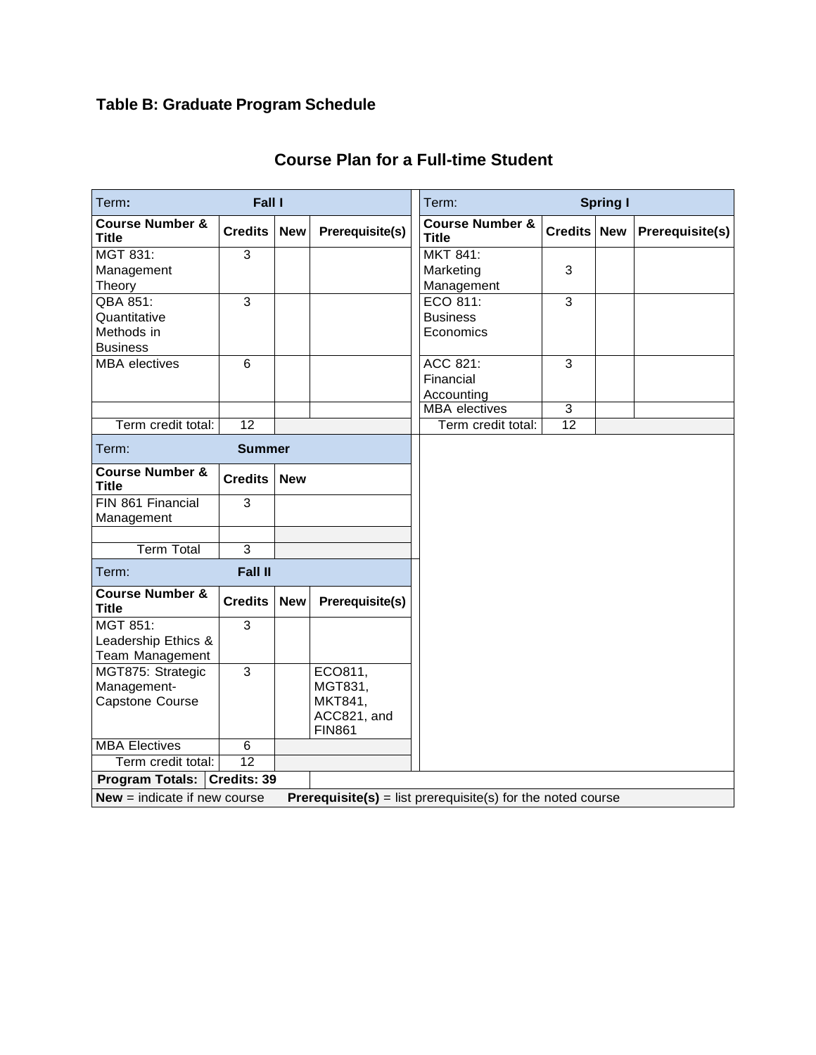**Table B: Graduate Program Schedule**

## Course Plan for a Full-time Student

| Term: **Fall I** | | | |
|---|---|---|---|
| **Course Number & Title** | **Credits** | **New** | **Prerequisite(s)** |
| MGT 831: Management Theory | 3 | | |
| QBA 851: Quantitative Methods in Business | 3 | | |
| MBA electives | 6 | | |
| | | | |
| Term credit total: | 12 | | |

| Term: **Spring I** | | | |
|---|---|---|---|
| **Course Number & Title** | **Credits** | **New** | **Prerequisite(s)** |
| MKT 841: Marketing Management | 3 | | |
| ECO 811: Business Economics | 3 | | |
| ACC 821: Financial Accounting | 3 | | |
| MBA electives | 3 | | |
| Term credit total: | 12 | | |

| Term: **Summer** | | |
|---|---|---|
| **Course Number & Title** | **Credits** | **New** |
| FIN 861 Financial Management | 3 | |
| | | |
| Term Total | 3 | |

| Term: **Fall II** | | | |
|---|---|---|---|
| **Course Number & Title** | **Credits** | **New** | **Prerequisite(s)** |
| MGT 851: Leadership Ethics & Team Management | 3 | | |
| MGT875: Strategic Management-Capstone Course | 3 | | ECO811, MGT831, MKT841, ACC821, and FIN861 |
| MBA Electives | 6 | | |
| Term credit total: | 12 | | |

**Program Totals:** **Credits: 39**

**New** = indicate if new course **Prerequisite(s)** = list prerequisite(s) for the noted course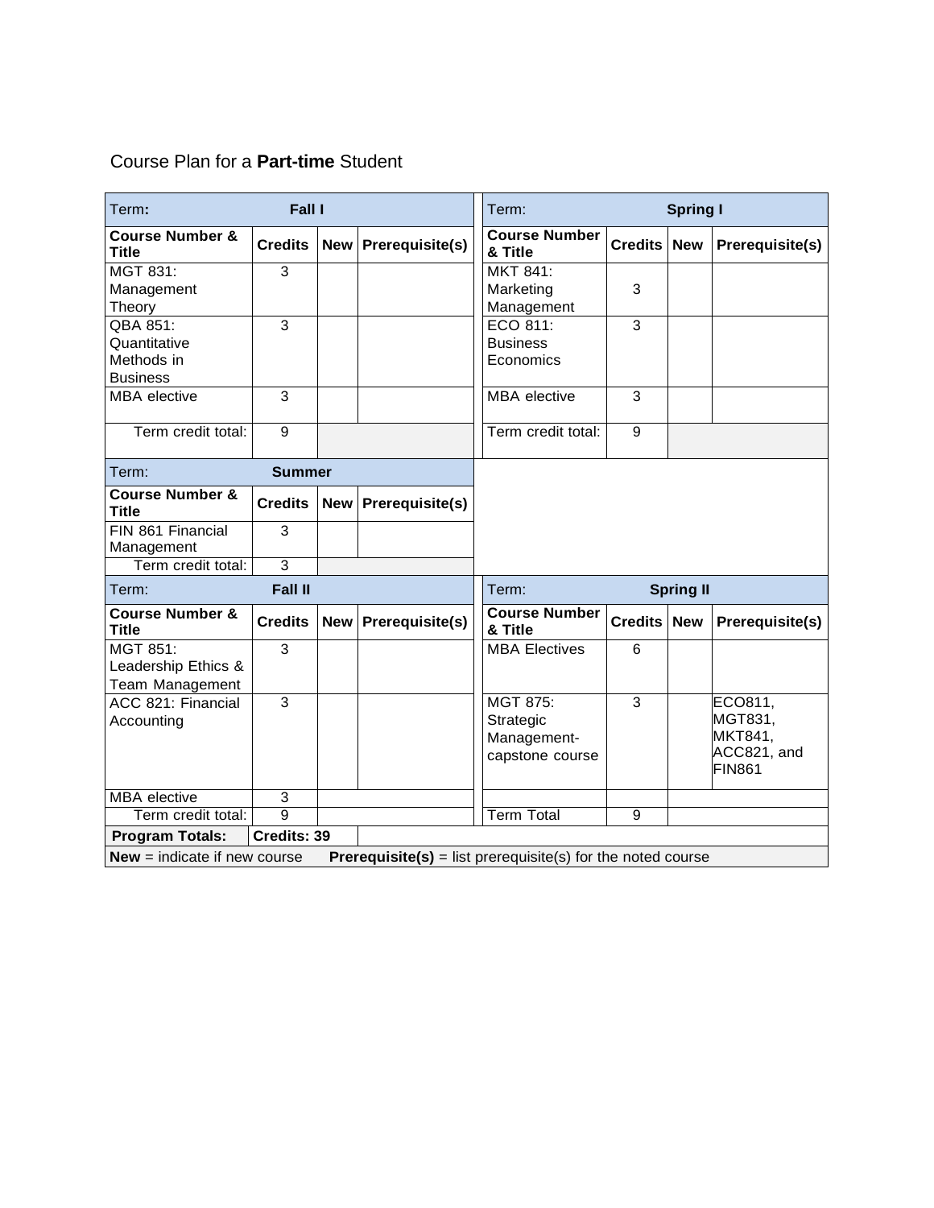Course Plan for a **Part-time** Student

| Term: | Fall I | | |
|---|---|---|---|
| **Course Number & Title** | **Credits** | **New** | **Prerequisite(s)** |
| MGT 831: Management Theory | 3 | | |
| QBA 851: Quantitative Methods in Business | 3 | | |
| MBA elective | 3 | | |
| Term credit total: | 9 | | |

| Term: | Spring I | | |
|---|---|---|---|
| **Course Number & Title** | **Credits** | **New** | **Prerequisite(s)** |
| MKT 841: Marketing Management | 3 | | |
| ECO 811: Business Economics | 3 | | |
| MBA elective | 3 | | |
| Term credit total: | 9 | | |

| Term: | Summer | | |
|---|---|---|---|
| **Course Number & Title** | **Credits** | **New** | **Prerequisite(s)** |
| FIN 861 Financial Management | 3 | | |
| Term credit total: | 3 | | |

| Term: | Fall II | | |
|---|---|---|---|
| **Course Number & Title** | **Credits** | **New** | **Prerequisite(s)** |
| MGT 851: Leadership Ethics & Team Management | 3 | | |
| ACC 821: Financial Accounting | 3 | | |
| MBA elective | 3 | | |
| Term credit total: | 9 | | |

| Term: | Spring II | | |
|---|---|---|---|
| **Course Number & Title** | **Credits** | **New** | **Prerequisite(s)** |
| MBA Electives | 6 | | |
| MGT 875: Strategic Management-capstone course | 3 | | ECO811, MGT831, MKT841, ACC821, and FIN861 |
| Term Total | 9 | | |

**Program Totals:** **Credits: 39**

**New** = indicate if new course **Prerequisite(s)** = list prerequisite(s) for the noted course